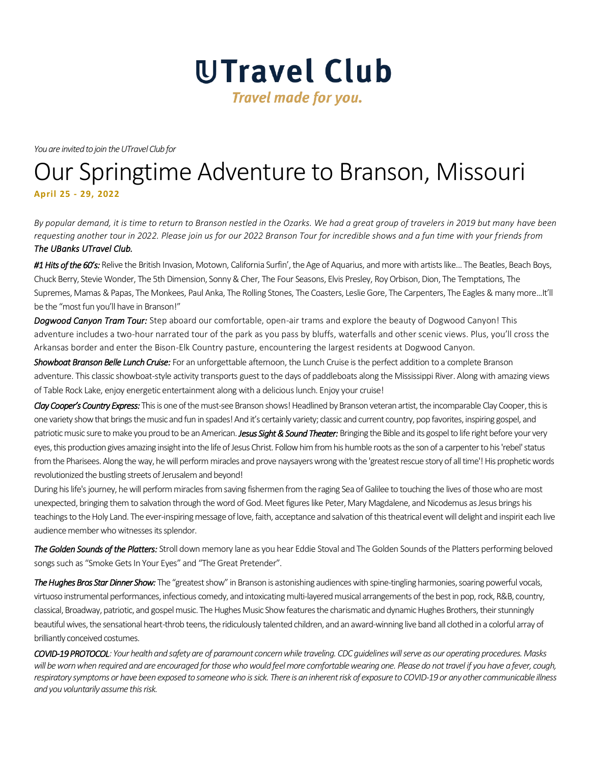# UTravel Club

*Travel made for you.*

*You are invited to join the UTravel Club for*

# Our Springtime Adventure to Branson, Missouri

**April 25 - 29, 2022**

*By popular demand, it is time to return to Branson nestled in the Ozarks. We had a great group of travelers in 2019 but many have been requesting another tour in 2022. Please join us for our 2022 Branson Tour for incredible shows and a fun time with your friends from The UBanks UTravel Club.*

***#1 Hits of the 60's:*** Relive the British Invasion, Motown, California Surfin', the Age of Aquarius, and more with artists like… The Beatles, Beach Boys, Chuck Berry, Stevie Wonder, The 5th Dimension, Sonny & Cher, The Four Seasons, Elvis Presley, Roy Orbison, Dion, The Temptations, The Supremes, Mamas & Papas, The Monkees, Paul Anka, The Rolling Stones, The Coasters, Leslie Gore, The Carpenters, The Eagles & many more…It'll be the "most fun you'll have in Branson!"

***Dogwood Canyon Tram Tour:*** Step aboard our comfortable, open-air trams and explore the beauty of Dogwood Canyon! This adventure includes a two-hour narrated tour of the park as you pass by bluffs, waterfalls and other scenic views. Plus, you'll cross the Arkansas border and enter the Bison-Elk Country pasture, encountering the largest residents at Dogwood Canyon.

***Showboat Branson Belle Lunch Cruise:*** For an unforgettable afternoon, the Lunch Cruise is the perfect addition to a complete Branson adventure. This classic showboat-style activity transports guest to the days of paddleboats along the Mississippi River. Along with amazing views of Table Rock Lake, enjoy energetic entertainment along with a delicious lunch. Enjoy your cruise!

***Clay Cooper's Country Express:*** This is one of the must-see Branson shows! Headlined by Branson veteran artist, the incomparable Clay Cooper, this is one variety show that brings the music and fun in spades! And it's certainly variety; classic and current country, pop favorites, inspiring gospel, and patriotic music sure to make you proud to be an American. ***Jesus Sight & Sound Theater:*** Bringing the Bible and its gospel to life right before your very eyes, this production gives amazing insight into the life of Jesus Christ. Follow him from his humble roots as the son of a carpenter to his 'rebel' status from the Pharisees. Along the way, he will perform miracles and prove naysayers wrong with the 'greatest rescue story of all time'! His prophetic words revolutionized the bustling streets of Jerusalem and beyond!

During his life's journey, he will perform miracles from saving fishermen from the raging Sea of Galilee to touching the lives of those who are most unexpected, bringing them to salvation through the word of God. Meet figures like Peter, Mary Magdalene, and Nicodemus as Jesus brings his teachings to the Holy Land. The ever-inspiring message of love, faith, acceptance and salvation of this theatrical event will delight and inspirit each live audience member who witnesses its splendor.

***The Golden Sounds of the Platters:*** Stroll down memory lane as you hear Eddie Stoval and The Golden Sounds of the Platters performing beloved songs such as "Smoke Gets In Your Eyes" and "The Great Pretender".

***The Hughes Bros Star Dinner Show:*** The "greatest show" in Branson is astonishing audiences with spine-tingling harmonies, soaring powerful vocals, virtuoso instrumental performances, infectious comedy, and intoxicating multi-layered musical arrangements of the best in pop, rock, R&B, country, classical, Broadway, patriotic, and gospel music. The Hughes Music Show features the charismatic and dynamic Hughes Brothers, their stunningly beautiful wives, the sensational heart-throb teens, the ridiculously talented children, and an award-winning live band all clothed in a colorful array of brilliantly conceived costumes.

***COVID-19 PROTOCOL****: Your health and safety are of paramount concern while traveling. CDC guidelines will serve as our operating procedures. Masks will be worn when required and are encouraged for those who would feel more comfortable wearing one. Please do not travel if you have a fever, cough, respiratory symptoms or have been exposed to someone who is sick. There is an inherent risk of exposure to COVID-19 or any other communicable illness and you voluntarily assume this risk.*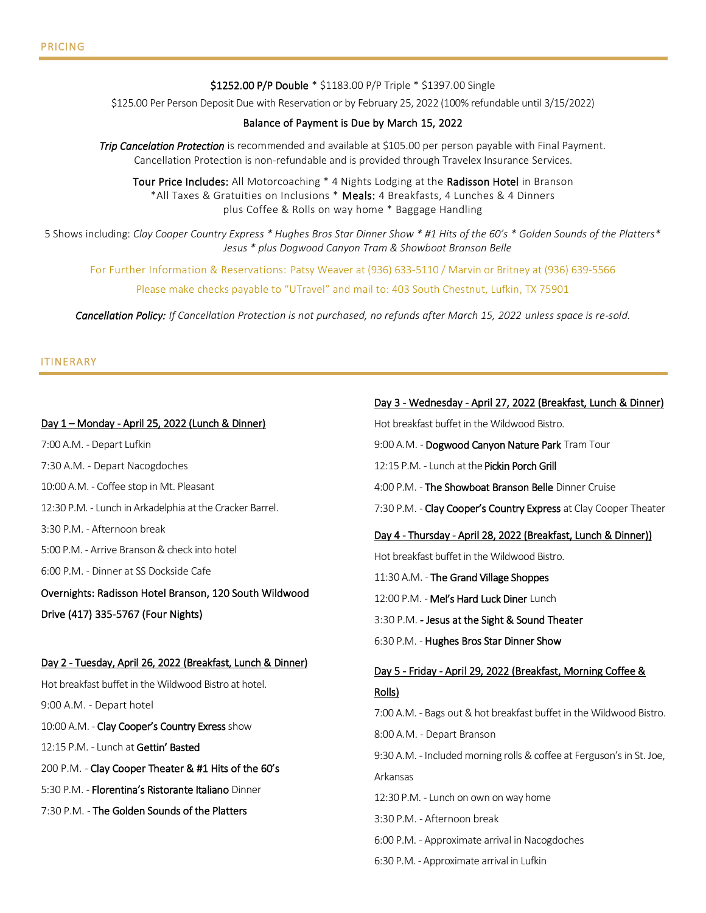## PRICING

**$1252.00 P/P Double** * $1183.00 P/P Triple * $1397.00 Single

$125.00 Per Person Deposit Due with Reservation or by February 25, 2022 (100% refundable until 3/15/2022)

**Balance of Payment is Due by March 15, 2022**

***Trip Cancelation Protection*** is recommended and available at $105.00 per person payable with Final Payment.
Cancellation Protection is non-refundable and is provided through Travelex Insurance Services.

**Tour Price Includes:** All Motorcoaching * 4 Nights Lodging at the **Radisson Hotel** in Branson
*All Taxes & Gratuities on Inclusions * **Meals:** 4 Breakfasts, 4 Lunches & 4 Dinners
plus Coffee & Rolls on way home * Baggage Handling

5 Shows including: *Clay Cooper Country Express * Hughes Bros Star Dinner Show * #1 Hits of the 60's * Golden Sounds of the Platters* Jesus * plus Dogwood Canyon Tram & Showboat Branson Belle*

For Further Information & Reservations: Patsy Weaver at (936) 633-5110 / Marvin or Britney at (936) 639-5566

Please make checks payable to "UTravel" and mail to: 403 South Chestnut, Lufkin, TX 75901

***Cancellation Policy:*** *If Cancellation Protection is not purchased, no refunds after March 15, 2022 unless space is re-sold.*

## ITINERARY

**Day 1 – Monday - April 25, 2022 (Lunch & Dinner)**

7:00 A.M. - Depart Lufkin

7:30 A.M. - Depart Nacogdoches

10:00 A.M. - Coffee stop in Mt. Pleasant

12:30 P.M. - Lunch in Arkadelphia at the Cracker Barrel.

3:30 P.M. - Afternoon break

5:00 P.M. - Arrive Branson & check into hotel

6:00 P.M. - Dinner at SS Dockside Cafe

**Overnights: Radisson Hotel Branson, 120 South Wildwood Drive (417) 335-5767 (Four Nights)**

**Day 2 - Tuesday, April 26, 2022 (Breakfast, Lunch & Dinner)**

Hot breakfast buffet in the Wildwood Bistro at hotel.

9:00 A.M. - Depart hotel

10:00 A.M. - **Clay Cooper's Country Exress** show

12:15 P.M. - Lunch at **Gettin' Basted**

200 P.M. - **Clay Cooper Theater & #1 Hits of the 60's**

5:30 P.M. - **Florentina's Ristorante Italiano** Dinner

7:30 P.M. - **The Golden Sounds of the Platters**

**Day 3 - Wednesday - April 27, 2022 (Breakfast, Lunch & Dinner)**

Hot breakfast buffet in the Wildwood Bistro.

9:00 A.M. - **Dogwood Canyon Nature Park** Tram Tour

12:15 P.M. - Lunch at the **Pickin Porch Grill**

4:00 P.M. - **The Showboat Branson Belle** Dinner Cruise

7:30 P.M. - **Clay Cooper's Country Express** at Clay Cooper Theater

**Day 4 - Thursday - April 28, 2022 (Breakfast, Lunch & Dinner))**

Hot breakfast buffet in the Wildwood Bistro.

11:30 A.M. - **The Grand Village Shoppes**

12:00 P.M. - **Mel's Hard Luck Diner** Lunch

3:30 P.M. **- Jesus at the Sight & Sound Theater**

6:30 P.M. - **Hughes Bros Star Dinner Show**

**Day 5 - Friday - April 29, 2022 (Breakfast, Morning Coffee & Rolls)**

7:00 A.M. - Bags out & hot breakfast buffet in the Wildwood Bistro.

8:00 A.M. - Depart Branson

9:30 A.M. - Included morning rolls & coffee at Ferguson's in St. Joe, Arkansas

12:30 P.M. - Lunch on own on way home

3:30 P.M. - Afternoon break

6:00 P.M. - Approximate arrival in Nacogdoches

6:30 P.M. - Approximate arrival in Lufkin